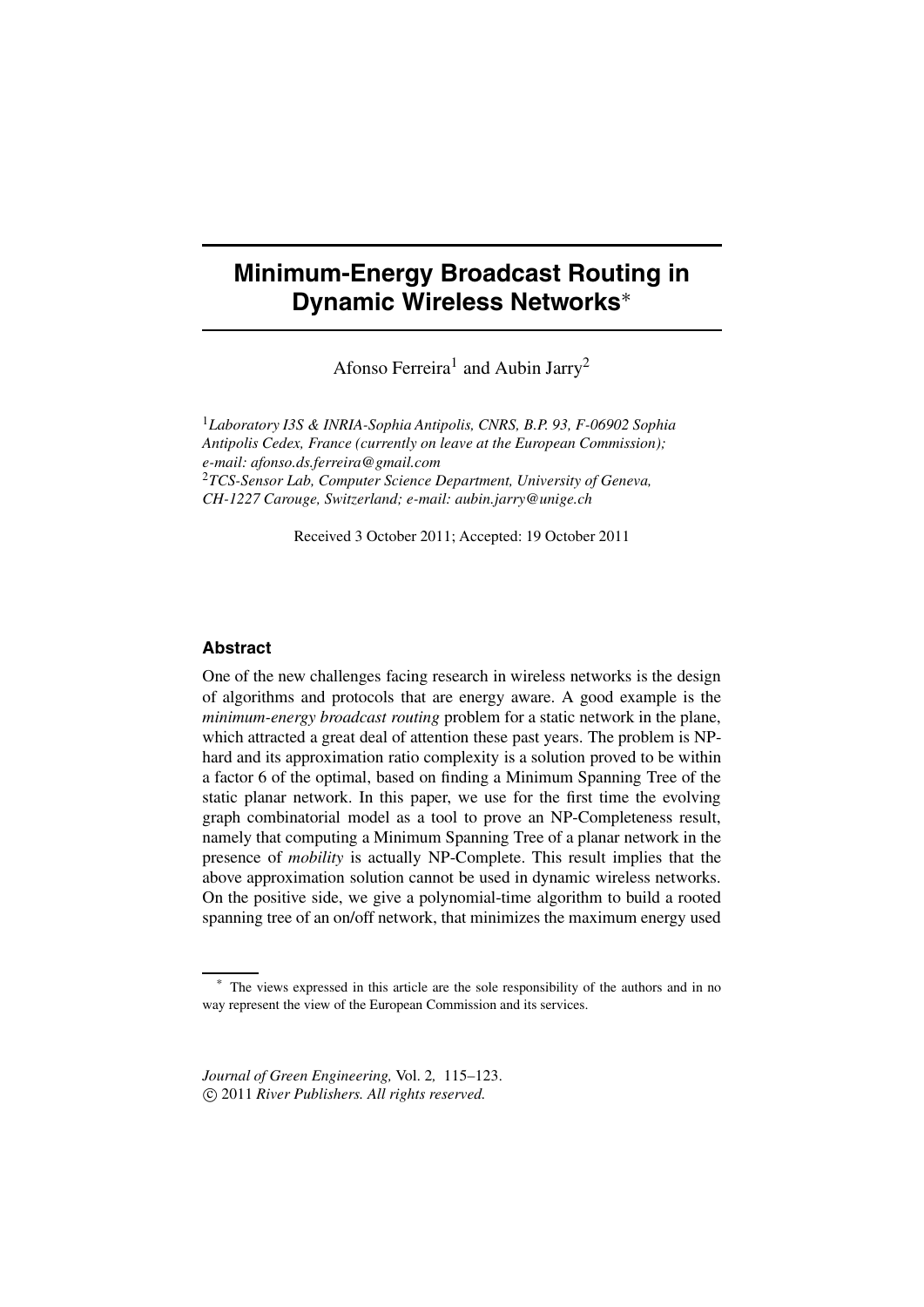# Minimum-Energy Broadcast Routing in Dynamic Wireless Networks*

Afonso Ferreira[1] and Aubin Jarry[2]

[1]*Laboratory I3S & INRIA-Sophia Antipolis, CNRS, B.P. 93, F-06902 Sophia Antipolis Cedex, France (currently on leave at the European Commission); e-mail: afonso.ds.ferreira@gmail.com*
[2]*TCS-Sensor Lab, Computer Science Department, University of Geneva, CH-1227 Carouge, Switzerland; e-mail: aubin.jarry@unige.ch*

Received 3 October 2011; Accepted: 19 October 2011

### Abstract

One of the new challenges facing research in wireless networks is the design of algorithms and protocols that are energy aware. A good example is the *minimum-energy broadcast routing* problem for a static network in the plane, which attracted a great deal of attention these past years. The problem is NP-hard and its approximation ratio complexity is a solution proved to be within a factor 6 of the optimal, based on finding a Minimum Spanning Tree of the static planar network. In this paper, we use for the first time the evolving graph combinatorial model as a tool to prove an NP-Completeness result, namely that computing a Minimum Spanning Tree of a planar network in the presence of *mobility* is actually NP-Complete. This result implies that the above approximation solution cannot be used in dynamic wireless networks. On the positive side, we give a polynomial-time algorithm to build a rooted spanning tree of an on/off network, that minimizes the maximum energy used

---

* The views expressed in this article are the sole responsibility of the authors and in no way represent the view of the European Commission and its services.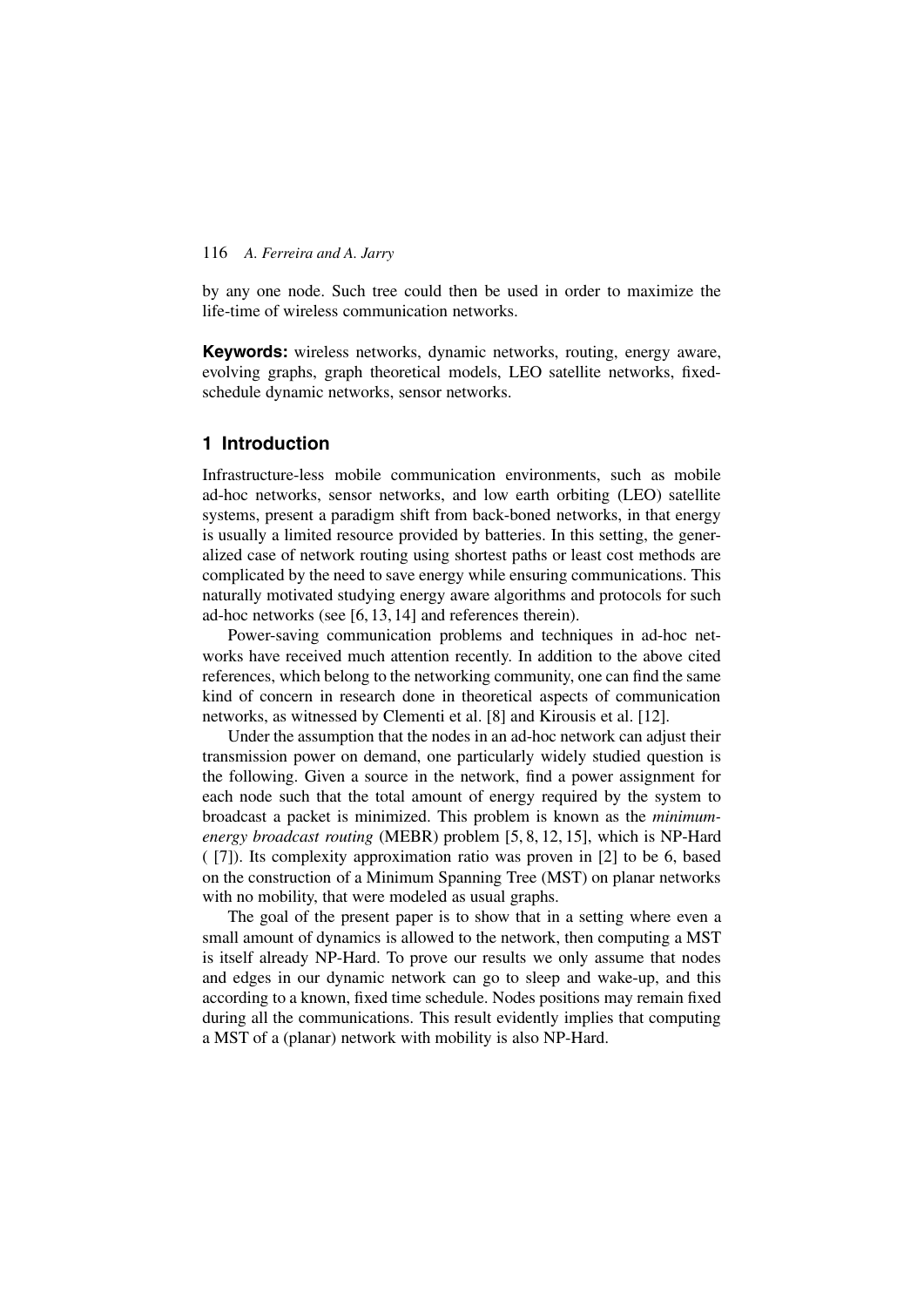by any one node. Such tree could then be used in order to maximize the life-time of wireless communication networks.

**Keywords:** wireless networks, dynamic networks, routing, energy aware, evolving graphs, graph theoretical models, LEO satellite networks, fixed-schedule dynamic networks, sensor networks.

## 1 Introduction

Infrastructure-less mobile communication environments, such as mobile ad-hoc networks, sensor networks, and low earth orbiting (LEO) satellite systems, present a paradigm shift from back-boned networks, in that energy is usually a limited resource provided by batteries. In this setting, the generalized case of network routing using shortest paths or least cost methods are complicated by the need to save energy while ensuring communications. This naturally motivated studying energy aware algorithms and protocols for such ad-hoc networks (see [6, 13, 14] and references therein).

Power-saving communication problems and techniques in ad-hoc networks have received much attention recently. In addition to the above cited references, which belong to the networking community, one can find the same kind of concern in research done in theoretical aspects of communication networks, as witnessed by Clementi et al. [8] and Kirousis et al. [12].

Under the assumption that the nodes in an ad-hoc network can adjust their transmission power on demand, one particularly widely studied question is the following. Given a source in the network, find a power assignment for each node such that the total amount of energy required by the system to broadcast a packet is minimized. This problem is known as the *minimum-energy broadcast routing* (MEBR) problem [5, 8, 12, 15], which is NP-Hard ( [7]). Its complexity approximation ratio was proven in [2] to be 6, based on the construction of a Minimum Spanning Tree (MST) on planar networks with no mobility, that were modeled as usual graphs.

The goal of the present paper is to show that in a setting where even a small amount of dynamics is allowed to the network, then computing a MST is itself already NP-Hard. To prove our results we only assume that nodes and edges in our dynamic network can go to sleep and wake-up, and this according to a known, fixed time schedule. Nodes positions may remain fixed during all the communications. This result evidently implies that computing a MST of a (planar) network with mobility is also NP-Hard.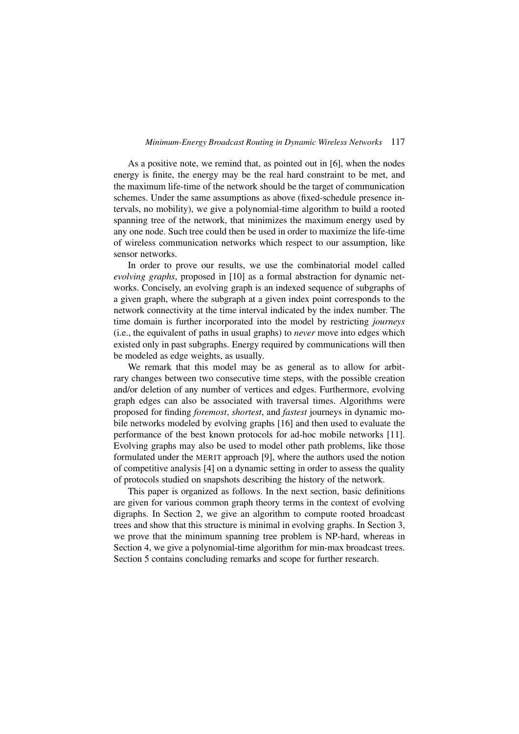As a positive note, we remind that, as pointed out in [6], when the nodes energy is finite, the energy may be the real hard constraint to be met, and the maximum life-time of the network should be the target of communication schemes. Under the same assumptions as above (fixed-schedule presence intervals, no mobility), we give a polynomial-time algorithm to build a rooted spanning tree of the network, that minimizes the maximum energy used by any one node. Such tree could then be used in order to maximize the life-time of wireless communication networks which respect to our assumption, like sensor networks.

In order to prove our results, we use the combinatorial model called *evolving graphs*, proposed in [10] as a formal abstraction for dynamic networks. Concisely, an evolving graph is an indexed sequence of subgraphs of a given graph, where the subgraph at a given index point corresponds to the network connectivity at the time interval indicated by the index number. The time domain is further incorporated into the model by restricting *journeys* (i.e., the equivalent of paths in usual graphs) to *never* move into edges which existed only in past subgraphs. Energy required by communications will then be modeled as edge weights, as usually.

We remark that this model may be as general as to allow for arbitrary changes between two consecutive time steps, with the possible creation and/or deletion of any number of vertices and edges. Furthermore, evolving graph edges can also be associated with traversal times. Algorithms were proposed for finding *foremost*, *shortest*, and *fastest* journeys in dynamic mobile networks modeled by evolving graphs [16] and then used to evaluate the performance of the best known protocols for ad-hoc mobile networks [11]. Evolving graphs may also be used to model other path problems, like those formulated under the MERIT approach [9], where the authors used the notion of competitive analysis [4] on a dynamic setting in order to assess the quality of protocols studied on snapshots describing the history of the network.

This paper is organized as follows. In the next section, basic definitions are given for various common graph theory terms in the context of evolving digraphs. In Section 2, we give an algorithm to compute rooted broadcast trees and show that this structure is minimal in evolving graphs. In Section 3, we prove that the minimum spanning tree problem is NP-hard, whereas in Section 4, we give a polynomial-time algorithm for min-max broadcast trees. Section 5 contains concluding remarks and scope for further research.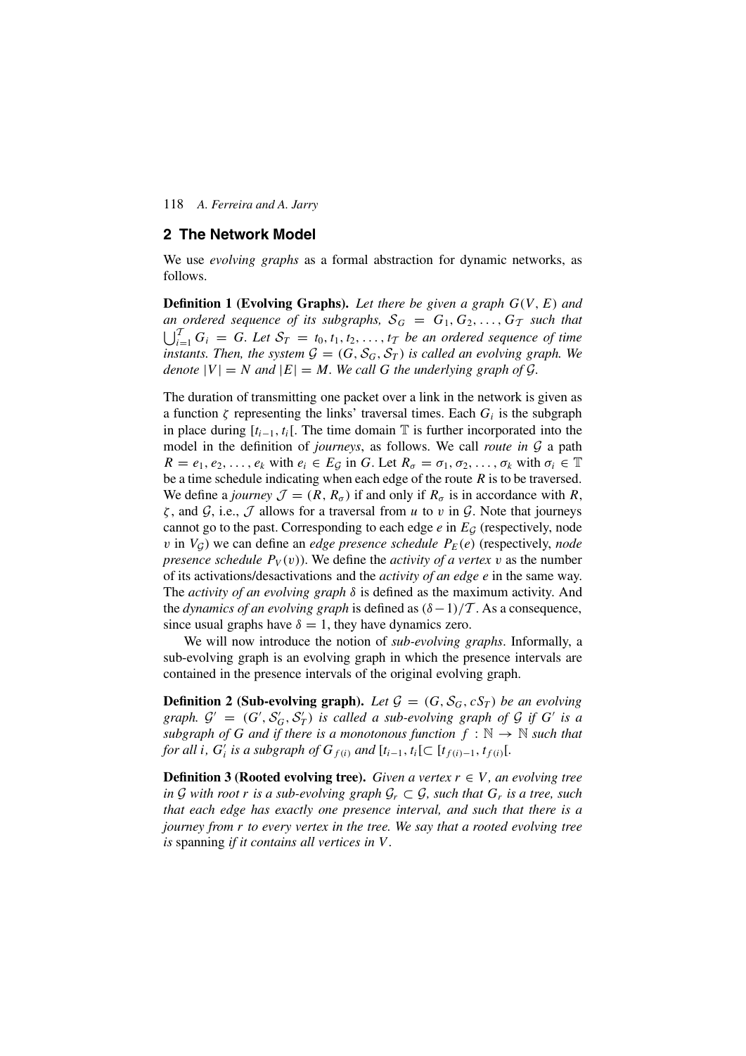## 2 The Network Model

We use *evolving graphs* as a formal abstraction for dynamic networks, as follows.

**Definition 1 (Evolving Graphs).** *Let there be given a graph $G(V, E)$ and an ordered sequence of its subgraphs, $\mathcal{S}_G = G_1, G_2, \ldots, G_\mathcal{T}$ such that $\bigcup_{i=1}^{\mathcal{T}} G_i = G$. Let $\mathcal{S}_T = t_0, t_1, t_2, \ldots, t_\mathcal{T}$ be an ordered sequence of time instants. Then, the system $\mathcal{G} = (G, \mathcal{S}_G, \mathcal{S}_T)$ is called an evolving graph. We denote $|V| = N$ and $|E| = M$. We call $G$ the underlying graph of $\mathcal{G}$.*

The duration of transmitting one packet over a link in the network is given as a function $\zeta$ representing the links' traversal times. Each $G_i$ is the subgraph in place during $[t_{i-1}, t_i[$. The time domain $\mathbb{T}$ is further incorporated into the model in the definition of *journeys*, as follows. We call *route in* $\mathcal{G}$ a path $R = e_1, e_2, \ldots, e_k$ with $e_i \in E_\mathcal{G}$ in $G$. Let $R_\sigma = \sigma_1, \sigma_2, \ldots, \sigma_k$ with $\sigma_i \in \mathbb{T}$ be a time schedule indicating when each edge of the route $R$ is to be traversed. We define a *journey* $\mathcal{J} = (R, R_\sigma)$ if and only if $R_\sigma$ is in accordance with $R$, $\zeta$, and $\mathcal{G}$, i.e., $\mathcal{J}$ allows for a traversal from $u$ to $v$ in $\mathcal{G}$. Note that journeys cannot go to the past. Corresponding to each edge $e$ in $E_\mathcal{G}$ (respectively, node $v$ in $V_\mathcal{G}$) we can define an *edge presence schedule* $P_E(e)$ (respectively, *node presence schedule* $P_V(v)$). We define the *activity of a vertex* $v$ as the number of its activations/desactivations and the *activity of an edge* $e$ in the same way. The *activity of an evolving graph* $\delta$ is defined as the maximum activity. And the *dynamics of an evolving graph* is defined as $(\delta - 1)/\mathcal{T}$. As a consequence, since usual graphs have $\delta = 1$, they have dynamics zero.

We will now introduce the notion of *sub-evolving graphs*. Informally, a sub-evolving graph is an evolving graph in which the presence intervals are contained in the presence intervals of the original evolving graph.

**Definition 2 (Sub-evolving graph).** *Let $\mathcal{G} = (G, \mathcal{S}_G, c\mathcal{S}_T)$ be an evolving graph. $\mathcal{G}' = (G', \mathcal{S}'_G, \mathcal{S}'_T)$ is called a sub-evolving graph of $\mathcal{G}$ if $G'$ is a subgraph of $G$ and if there is a monotonous function $f : \mathbb{N} \rightarrow \mathbb{N}$ such that for all $i$, $G'_i$ is a subgraph of $G_{f(i)}$ and $[t_{i-1}, t_i[ \subset [t_{f(i)-1}, t_{f(i)}[$.*

**Definition 3 (Rooted evolving tree).** *Given a vertex $r \in V$, an evolving tree in $\mathcal{G}$ with root $r$ is a sub-evolving graph $\mathcal{G}_r \subset \mathcal{G}$, such that $G_r$ is a tree, such that each edge has exactly one presence interval, and such that there is a journey from $r$ to every vertex in the tree. We say that a rooted evolving tree is* spanning *if it contains all vertices in $V$.*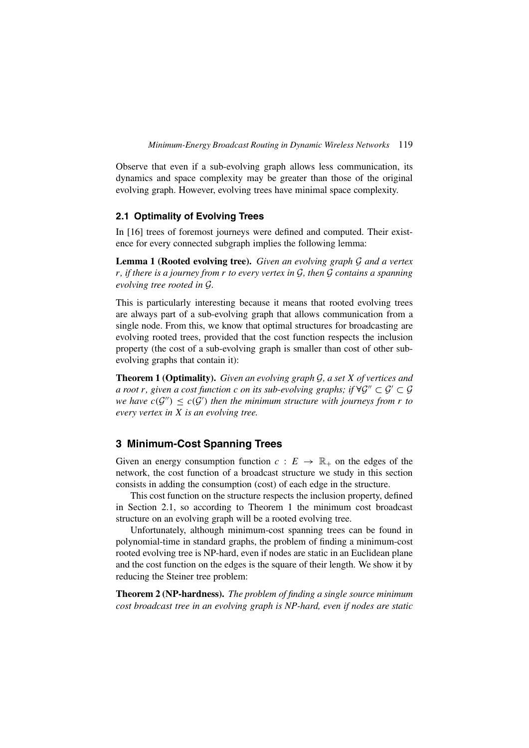Observe that even if a sub-evolving graph allows less communication, its dynamics and space complexity may be greater than those of the original evolving graph. However, evolving trees have minimal space complexity.

### 2.1 Optimality of Evolving Trees

In [16] trees of foremost journeys were defined and computed. Their existence for every connected subgraph implies the following lemma:

**Lemma 1 (Rooted evolving tree).** *Given an evolving graph $\mathcal{G}$ and a vertex $r$, if there is a journey from $r$ to every vertex in $\mathcal{G}$, then $\mathcal{G}$ contains a spanning evolving tree rooted in $\mathcal{G}$.*

This is particularly interesting because it means that rooted evolving trees are always part of a sub-evolving graph that allows communication from a single node. From this, we know that optimal structures for broadcasting are evolving rooted trees, provided that the cost function respects the inclusion property (the cost of a sub-evolving graph is smaller than cost of other sub-evolving graphs that contain it):

**Theorem 1 (Optimality).** *Given an evolving graph $\mathcal{G}$, a set $X$ of vertices and a root $r$, given a cost function $c$ on its sub-evolving graphs; if $\forall \mathcal{G}'' \subset \mathcal{G}' \subset \mathcal{G}$ we have $c(\mathcal{G}'') \leq c(\mathcal{G}')$ then the minimum structure with journeys from $r$ to every vertex in $X$ is an evolving tree.*

## 3 Minimum-Cost Spanning Trees

Given an energy consumption function $c : E \rightarrow \mathbb{R}_+$ on the edges of the network, the cost function of a broadcast structure we study in this section consists in adding the consumption (cost) of each edge in the structure.

This cost function on the structure respects the inclusion property, defined in Section 2.1, so according to Theorem 1 the minimum cost broadcast structure on an evolving graph will be a rooted evolving tree.

Unfortunately, although minimum-cost spanning trees can be found in polynomial-time in standard graphs, the problem of finding a minimum-cost rooted evolving tree is NP-hard, even if nodes are static in an Euclidean plane and the cost function on the edges is the square of their length. We show it by reducing the Steiner tree problem:

**Theorem 2 (NP-hardness).** *The problem of finding a single source minimum cost broadcast tree in an evolving graph is NP-hard, even if nodes are static*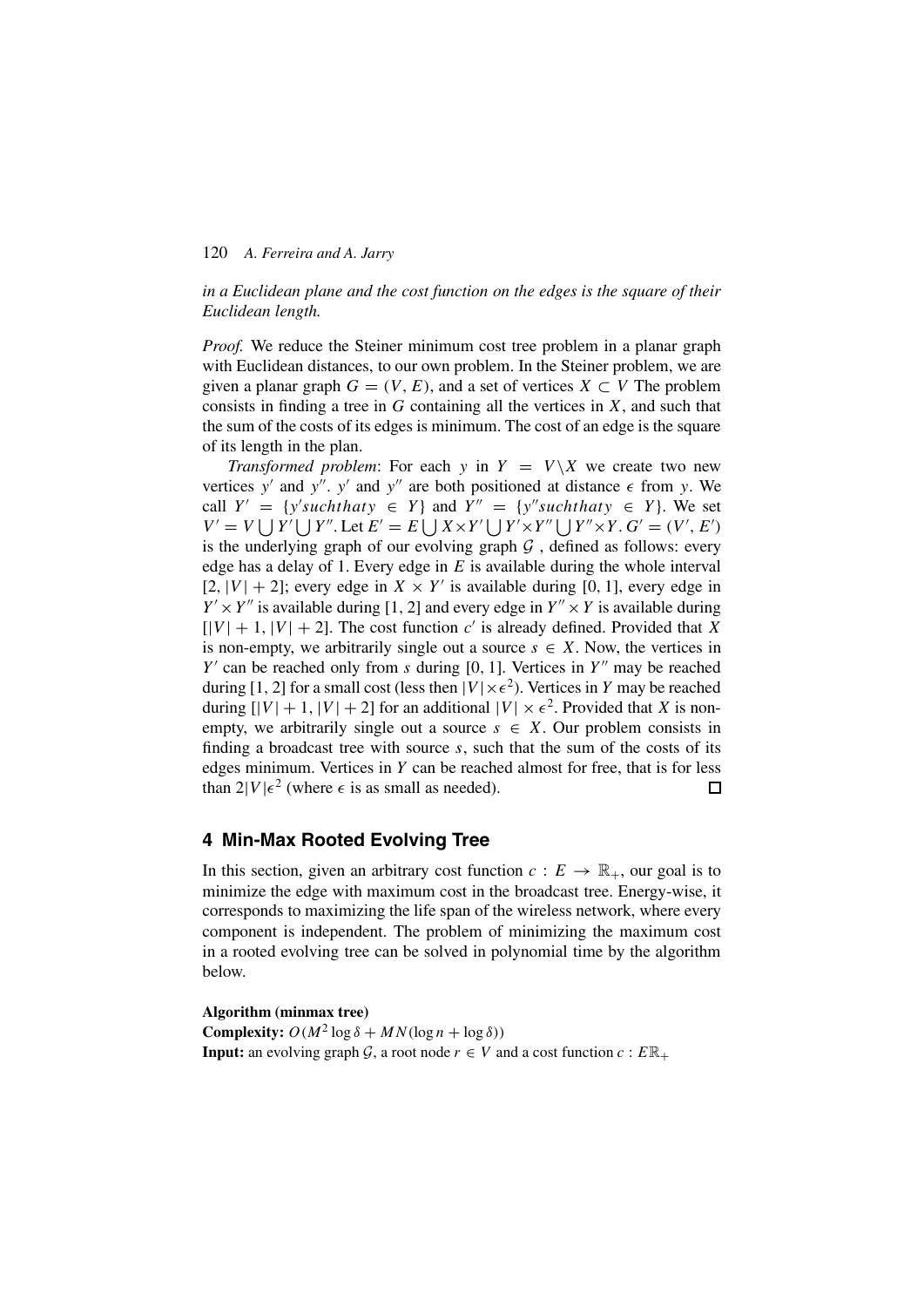*in a Euclidean plane and the cost function on the edges is the square of their Euclidean length.*

*Proof.* We reduce the Steiner minimum cost tree problem in a planar graph with Euclidean distances, to our own problem. In the Steiner problem, we are given a planar graph $G = (V, E)$, and a set of vertices $X \subset V$ The problem consists in finding a tree in $G$ containing all the vertices in $X$, and such that the sum of the costs of its edges is minimum. The cost of an edge is the square of its length in the plan.

*Transformed problem*: For each $y$ in $Y = V \backslash X$ we create two new vertices $y'$ and $y''$. $y'$ and $y''$ are both positioned at distance $\epsilon$ from $y$. We call $Y' = \{y' such that y \in Y\}$ and $Y'' = \{y'' such that y \in Y\}$. We set $V' = V \bigcup Y' \bigcup Y''$. Let $E' = E \bigcup X \times Y' \bigcup Y' \times Y'' \bigcup Y'' \times Y$. $G' = (V', E')$ is the underlying graph of our evolving graph $\mathcal{G}$, defined as follows: every edge has a delay of 1. Every edge in $E$ is available during the whole interval $[2, |V| + 2]$; every edge in $X \times Y'$ is available during $[0, 1]$, every edge in $Y' \times Y''$ is available during $[1, 2]$ and every edge in $Y'' \times Y$ is available during $[|V| + 1, |V| + 2]$. The cost function $c'$ is already defined. Provided that $X$ is non-empty, we arbitrarily single out a source $s \in X$. Now, the vertices in $Y'$ can be reached only from $s$ during $[0, 1]$. Vertices in $Y''$ may be reached during $[1, 2]$ for a small cost (less then $|V| \times \epsilon^2$). Vertices in $Y$ may be reached during $[|V| + 1, |V| + 2]$ for an additional $|V| \times \epsilon^2$. Provided that $X$ is non-empty, we arbitrarily single out a source $s \in X$. Our problem consists in finding a broadcast tree with source $s$, such that the sum of the costs of its edges minimum. Vertices in $Y$ can be reached almost for free, that is for less than $2|V|\epsilon^2$ (where $\epsilon$ is as small as needed). □

## 4 Min-Max Rooted Evolving Tree

In this section, given an arbitrary cost function $c : E \rightarrow \mathbb{R}_+$, our goal is to minimize the edge with maximum cost in the broadcast tree. Energy-wise, it corresponds to maximizing the life span of the wireless network, where every component is independent. The problem of minimizing the maximum cost in a rooted evolving tree can be solved in polynomial time by the algorithm below.

**Algorithm (minmax tree)**
**Complexity:** $O(M^2 \log \delta + MN(\log n + \log \delta))$
**Input:** an evolving graph $\mathcal{G}$, a root node $r \in V$ and a cost function $c : E\mathbb{R}_+$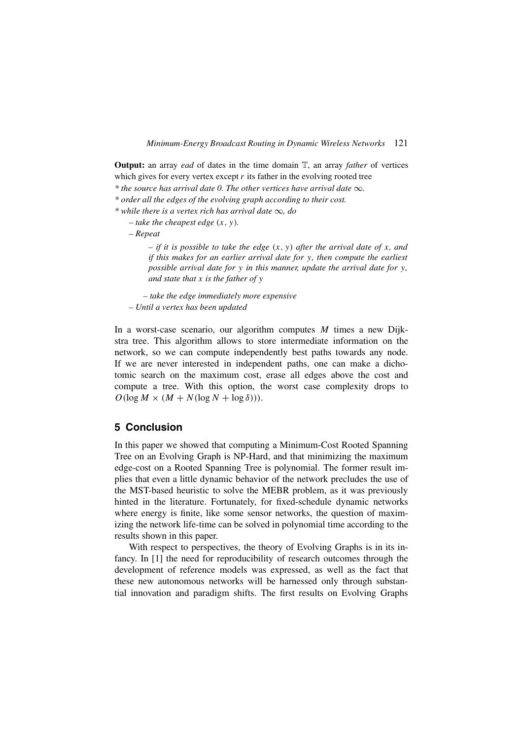**Output:** an array *ead* of dates in the time domain $\mathbb{T}$, an array *father* of vertices which gives for every vertex except $r$ its father in the evolving rooted tree

*\* the source has arrival date 0. The other vertices have arrival date $\infty$.*

*\* order all the edges of the evolving graph according to their cost.*

*\* while there is a vertex rich has arrival date $\infty$, do*

- *take the cheapest edge $(x, y)$.*
- *Repeat*
  - *if it is possible to take the edge $(x, y)$ after the arrival date of $x$, and if this makes for an earlier arrival date for $y$, then compute the earliest possible arrival date for $y$ in this manner, update the arrival date for $y$, and state that $x$ is the father of $y$*
  - *take the edge immediately more expensive*
- *Until a vertex has been updated*

In a worst-case scenario, our algorithm computes $M$ times a new Dijkstra tree. This algorithm allows to store intermediate information on the network, so we can compute independently best paths towards any node. If we are never interested in independent paths, one can make a dichotomic search on the maximum cost, erase all edges above the cost and compute a tree. With this option, the worst case complexity drops to $O(\log M \times (M + N(\log N + \log \delta)))$.

## 5 Conclusion

In this paper we showed that computing a Minimum-Cost Rooted Spanning Tree on an Evolving Graph is NP-Hard, and that minimizing the maximum edge-cost on a Rooted Spanning Tree is polynomial. The former result implies that even a little dynamic behavior of the network precludes the use of the MST-based heuristic to solve the MEBR problem, as it was previously hinted in the literature. Fortunately, for fixed-schedule dynamic networks where energy is finite, like some sensor networks, the question of maximizing the network life-time can be solved in polynomial time according to the results shown in this paper.

With respect to perspectives, the theory of Evolving Graphs is in its infancy. In [1] the need for reproducibility of research outcomes through the development of reference models was expressed, as well as the fact that these new autonomous networks will be harnessed only through substantial innovation and paradigm shifts. The first results on Evolving Graphs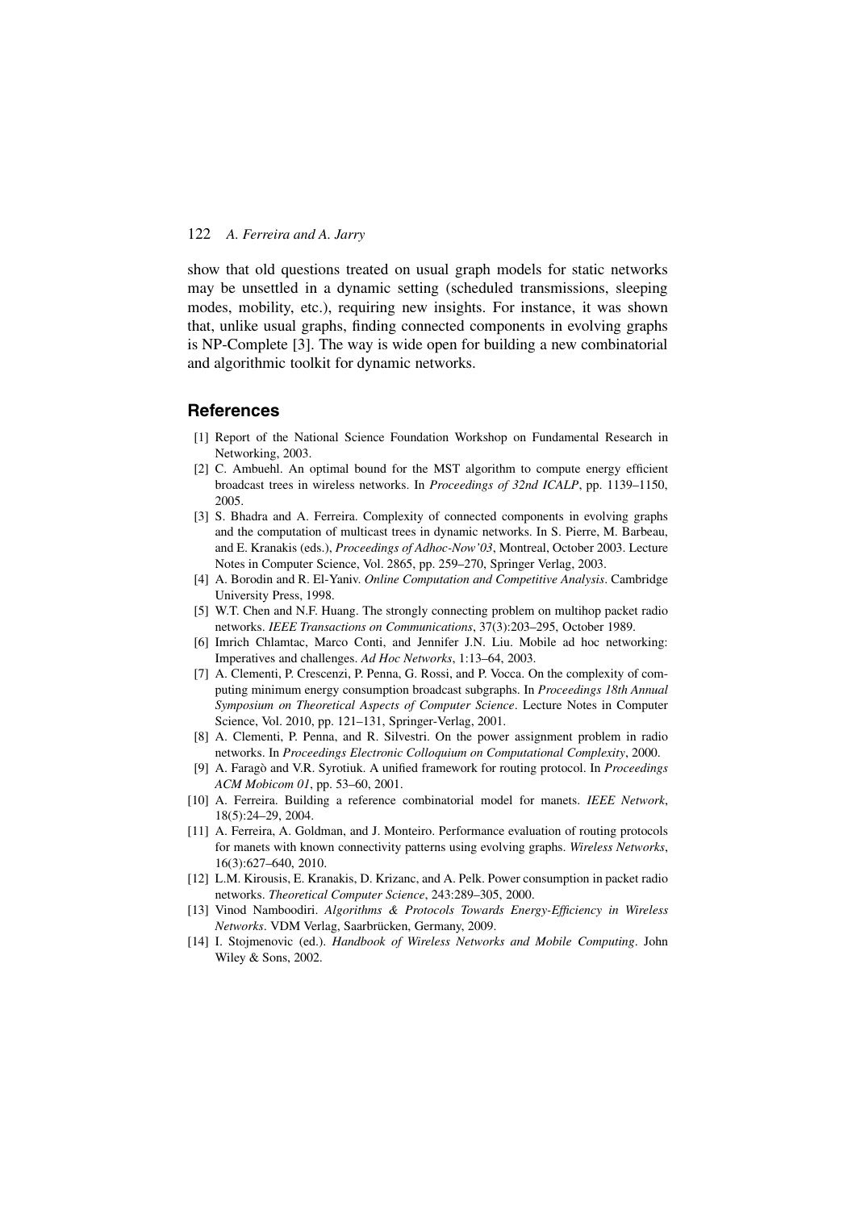show that old questions treated on usual graph models for static networks may be unsettled in a dynamic setting (scheduled transmissions, sleeping modes, mobility, etc.), requiring new insights. For instance, it was shown that, unlike usual graphs, finding connected components in evolving graphs is NP-Complete [3]. The way is wide open for building a new combinatorial and algorithmic toolkit for dynamic networks.

## References

[1] Report of the National Science Foundation Workshop on Fundamental Research in Networking, 2003.

[2] C. Ambuehl. An optimal bound for the MST algorithm to compute energy efficient broadcast trees in wireless networks. In *Proceedings of 32nd ICALP*, pp. 1139–1150, 2005.

[3] S. Bhadra and A. Ferreira. Complexity of connected components in evolving graphs and the computation of multicast trees in dynamic networks. In S. Pierre, M. Barbeau, and E. Kranakis (eds.), *Proceedings of Adhoc-Now'03*, Montreal, October 2003. Lecture Notes in Computer Science, Vol. 2865, pp. 259–270, Springer Verlag, 2003.

[4] A. Borodin and R. El-Yaniv. *Online Computation and Competitive Analysis*. Cambridge University Press, 1998.

[5] W.T. Chen and N.F. Huang. The strongly connecting problem on multihop packet radio networks. *IEEE Transactions on Communications*, 37(3):203–295, October 1989.

[6] Imrich Chlamtac, Marco Conti, and Jennifer J.N. Liu. Mobile ad hoc networking: Imperatives and challenges. *Ad Hoc Networks*, 1:13–64, 2003.

[7] A. Clementi, P. Crescenzi, P. Penna, G. Rossi, and P. Vocca. On the complexity of computing minimum energy consumption broadcast subgraphs. In *Proceedings 18th Annual Symposium on Theoretical Aspects of Computer Science*. Lecture Notes in Computer Science, Vol. 2010, pp. 121–131, Springer-Verlag, 2001.

[8] A. Clementi, P. Penna, and R. Silvestri. On the power assignment problem in radio networks. In *Proceedings Electronic Colloquium on Computational Complexity*, 2000.

[9] A. Faragò and V.R. Syrotiuk. A unified framework for routing protocol. In *Proceedings ACM Mobicom 01*, pp. 53–60, 2001.

[10] A. Ferreira. Building a reference combinatorial model for manets. *IEEE Network*, 18(5):24–29, 2004.

[11] A. Ferreira, A. Goldman, and J. Monteiro. Performance evaluation of routing protocols for manets with known connectivity patterns using evolving graphs. *Wireless Networks*, 16(3):627–640, 2010.

[12] L.M. Kirousis, E. Kranakis, D. Krizanc, and A. Pelk. Power consumption in packet radio networks. *Theoretical Computer Science*, 243:289–305, 2000.

[13] Vinod Namboodiri. *Algorithms & Protocols Towards Energy-Efficiency in Wireless Networks*. VDM Verlag, Saarbrücken, Germany, 2009.

[14] I. Stojmenovic (ed.). *Handbook of Wireless Networks and Mobile Computing*. John Wiley & Sons, 2002.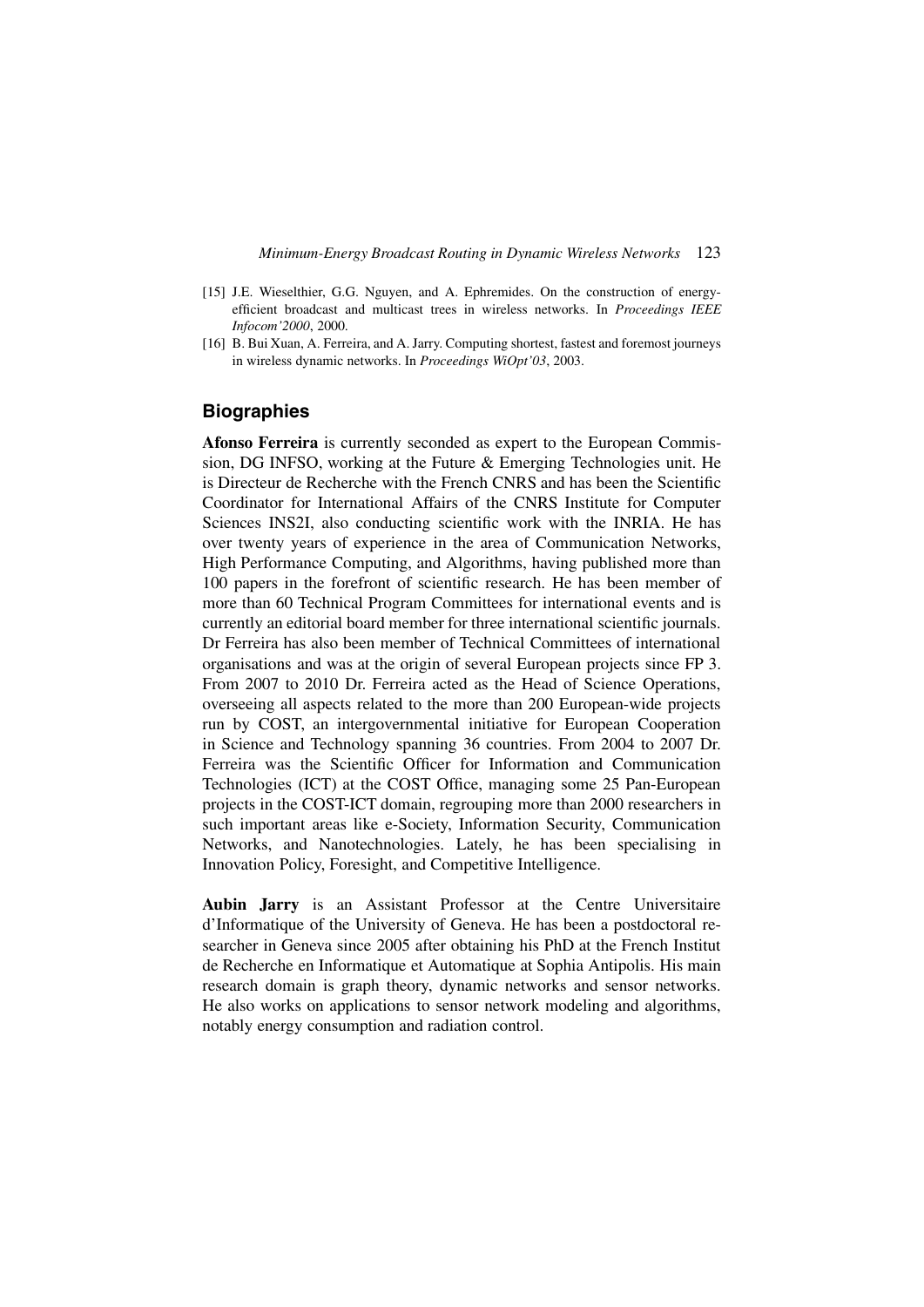[15] J.E. Wieselthier, G.G. Nguyen, and A. Ephremides. On the construction of energy-efficient broadcast and multicast trees in wireless networks. In *Proceedings IEEE Infocom'2000*, 2000.

[16] B. Bui Xuan, A. Ferreira, and A. Jarry. Computing shortest, fastest and foremost journeys in wireless dynamic networks. In *Proceedings WiOpt'03*, 2003.

## Biographies

**Afonso Ferreira** is currently seconded as expert to the European Commission, DG INFSO, working at the Future & Emerging Technologies unit. He is Directeur de Recherche with the French CNRS and has been the Scientific Coordinator for International Affairs of the CNRS Institute for Computer Sciences INS2I, also conducting scientific work with the INRIA. He has over twenty years of experience in the area of Communication Networks, High Performance Computing, and Algorithms, having published more than 100 papers in the forefront of scientific research. He has been member of more than 60 Technical Program Committees for international events and is currently an editorial board member for three international scientific journals. Dr Ferreira has also been member of Technical Committees of international organisations and was at the origin of several European projects since FP 3. From 2007 to 2010 Dr. Ferreira acted as the Head of Science Operations, overseeing all aspects related to the more than 200 European-wide projects run by COST, an intergovernmental initiative for European Cooperation in Science and Technology spanning 36 countries. From 2004 to 2007 Dr. Ferreira was the Scientific Officer for Information and Communication Technologies (ICT) at the COST Office, managing some 25 Pan-European projects in the COST-ICT domain, regrouping more than 2000 researchers in such important areas like e-Society, Information Security, Communication Networks, and Nanotechnologies. Lately, he has been specialising in Innovation Policy, Foresight, and Competitive Intelligence.

**Aubin Jarry** is an Assistant Professor at the Centre Universitaire d'Informatique of the University of Geneva. He has been a postdoctoral researcher in Geneva since 2005 after obtaining his PhD at the French Institut de Recherche en Informatique et Automatique at Sophia Antipolis. His main research domain is graph theory, dynamic networks and sensor networks. He also works on applications to sensor network modeling and algorithms, notably energy consumption and radiation control.